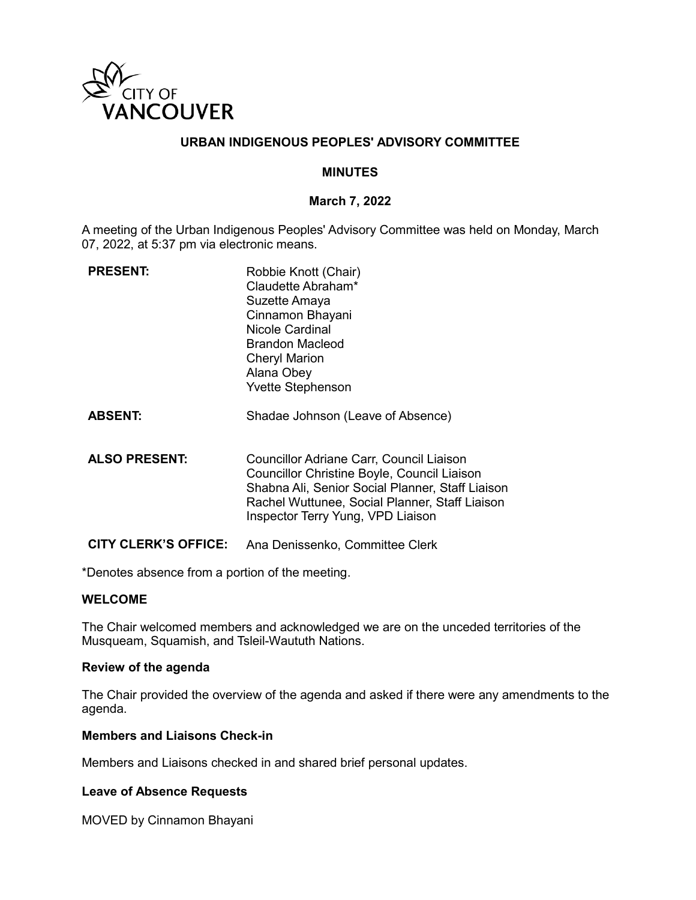CITY OF VANCOUVER

# URBAN INDIGENOUS PEOPLES' ADVISORY COMMITTEE

## MINUTES

### March 7, 2022

A meeting of the Urban Indigenous Peoples' Advisory Committee was held on Monday, March 07, 2022, at 5:37 pm via electronic means.

**PRESENT:** Robbie Knott (Chair)
Claudette Abraham*
Suzette Amaya
Cinnamon Bhayani
Nicole Cardinal
Brandon Macleod
Cheryl Marion
Alana Obey
Yvette Stephenson

**ABSENT:** Shadae Johnson (Leave of Absence)

**ALSO PRESENT:** Councillor Adriane Carr, Council Liaison
Councillor Christine Boyle, Council Liaison
Shabna Ali, Senior Social Planner, Staff Liaison
Rachel Wuttunee, Social Planner, Staff Liaison
Inspector Terry Yung, VPD Liaison

**CITY CLERK'S OFFICE:** Ana Denissenko, Committee Clerk

*Denotes absence from a portion of the meeting.

**WELCOME**

The Chair welcomed members and acknowledged we are on the unceded territories of the Musqueam, Squamish, and Tsleil-Waututh Nations.

**Review of the agenda**

The Chair provided the overview of the agenda and asked if there were any amendments to the agenda.

**Members and Liaisons Check-in**

Members and Liaisons checked in and shared brief personal updates.

**Leave of Absence Requests**

MOVED by Cinnamon Bhayani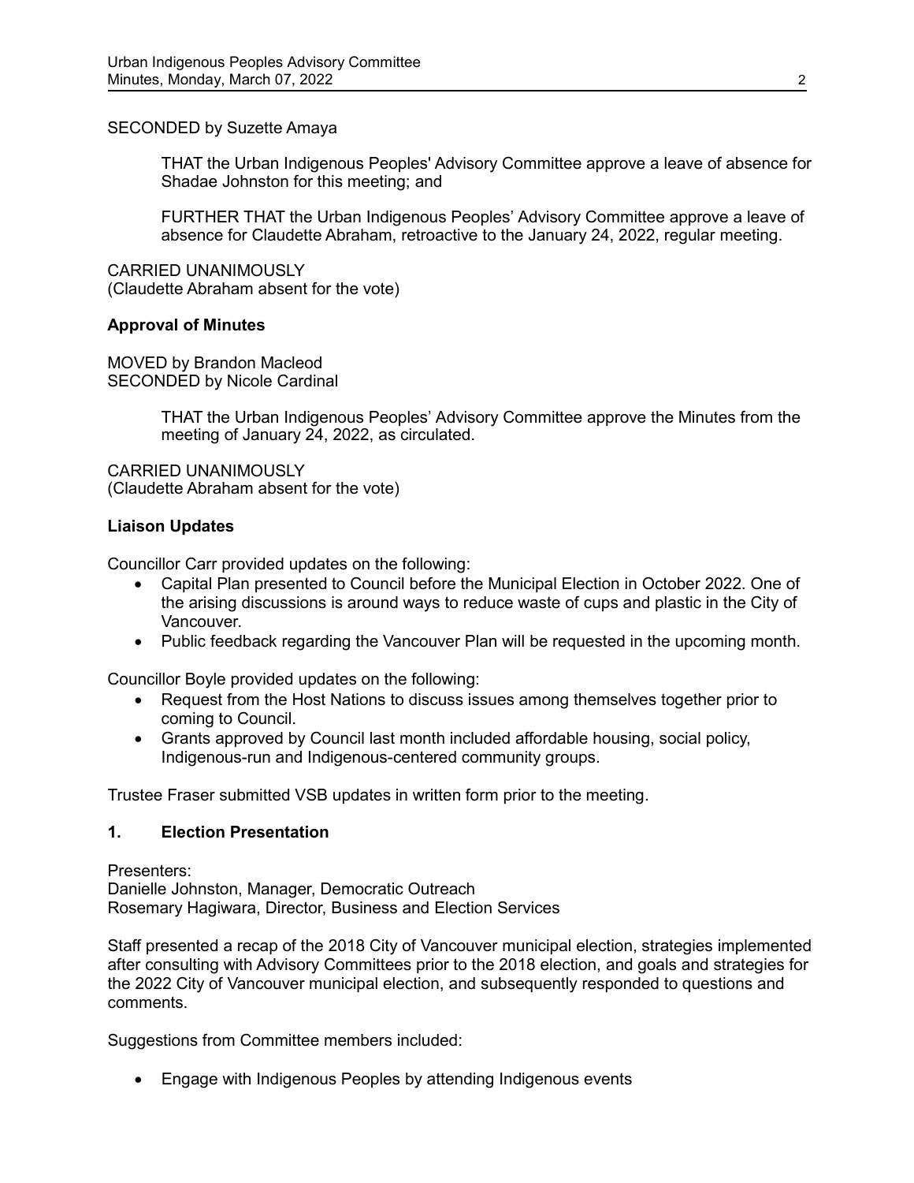SECONDED by Suzette Amaya

> THAT the Urban Indigenous Peoples' Advisory Committee approve a leave of absence for Shadae Johnston for this meeting; and
>
> FURTHER THAT the Urban Indigenous Peoples' Advisory Committee approve a leave of absence for Claudette Abraham, retroactive to the January 24, 2022, regular meeting.

CARRIED UNANIMOUSLY
(Claudette Abraham absent for the vote)

**Approval of Minutes**

MOVED by Brandon Macleod
SECONDED by Nicole Cardinal

> THAT the Urban Indigenous Peoples' Advisory Committee approve the Minutes from the meeting of January 24, 2022, as circulated.

CARRIED UNANIMOUSLY
(Claudette Abraham absent for the vote)

**Liaison Updates**

Councillor Carr provided updates on the following:

- Capital Plan presented to Council before the Municipal Election in October 2022. One of the arising discussions is around ways to reduce waste of cups and plastic in the City of Vancouver.
- Public feedback regarding the Vancouver Plan will be requested in the upcoming month.

Councillor Boyle provided updates on the following:

- Request from the Host Nations to discuss issues among themselves together prior to coming to Council.
- Grants approved by Council last month included affordable housing, social policy, Indigenous-run and Indigenous-centered community groups.

Trustee Fraser submitted VSB updates in written form prior to the meeting.

## 1. Election Presentation

Presenters:
Danielle Johnston, Manager, Democratic Outreach
Rosemary Hagiwara, Director, Business and Election Services

Staff presented a recap of the 2018 City of Vancouver municipal election, strategies implemented after consulting with Advisory Committees prior to the 2018 election, and goals and strategies for the 2022 City of Vancouver municipal election, and subsequently responded to questions and comments.

Suggestions from Committee members included:

- Engage with Indigenous Peoples by attending Indigenous events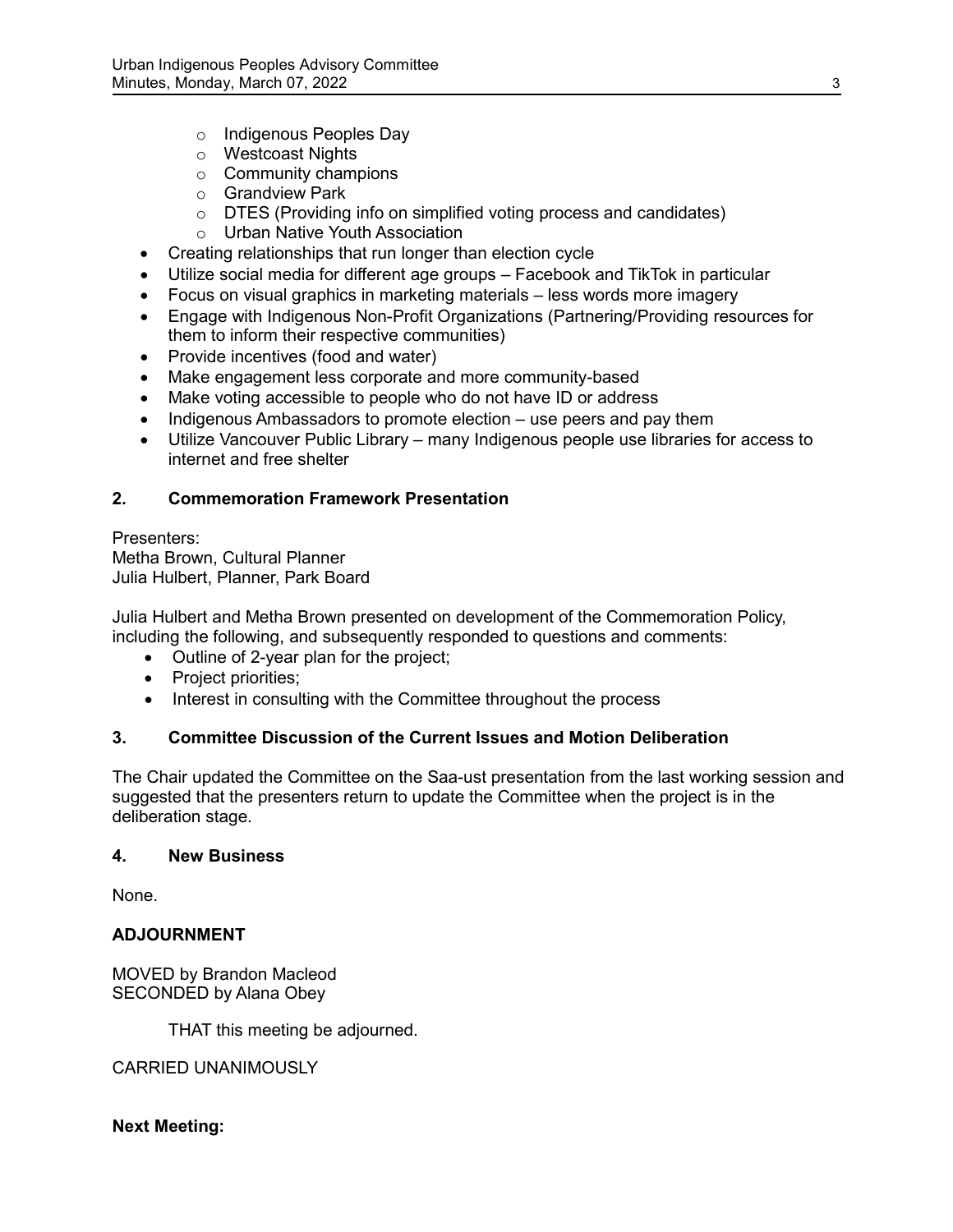- Indigenous Peoples Day
  - Westcoast Nights
  - Community champions
  - Grandview Park
  - DTES (Providing info on simplified voting process and candidates)
  - Urban Native Youth Association
- Creating relationships that run longer than election cycle
- Utilize social media for different age groups – Facebook and TikTok in particular
- Focus on visual graphics in marketing materials – less words more imagery
- Engage with Indigenous Non-Profit Organizations (Partnering/Providing resources for them to inform their respective communities)
- Provide incentives (food and water)
- Make engagement less corporate and more community-based
- Make voting accessible to people who do not have ID or address
- Indigenous Ambassadors to promote election – use peers and pay them
- Utilize Vancouver Public Library – many Indigenous people use libraries for access to internet and free shelter

### 2. Commemoration Framework Presentation

Presenters:
Metha Brown, Cultural Planner
Julia Hulbert, Planner, Park Board

Julia Hulbert and Metha Brown presented on development of the Commemoration Policy, including the following, and subsequently responded to questions and comments:

- Outline of 2-year plan for the project;
- Project priorities;
- Interest in consulting with the Committee throughout the process

### 3. Committee Discussion of the Current Issues and Motion Deliberation

The Chair updated the Committee on the Saa-ust presentation from the last working session and suggested that the presenters return to update the Committee when the project is in the deliberation stage.

### 4. New Business

None.

### ADJOURNMENT

MOVED by Brandon Macleod
SECONDED by Alana Obey

THAT this meeting be adjourned.

CARRIED UNANIMOUSLY

**Next Meeting:**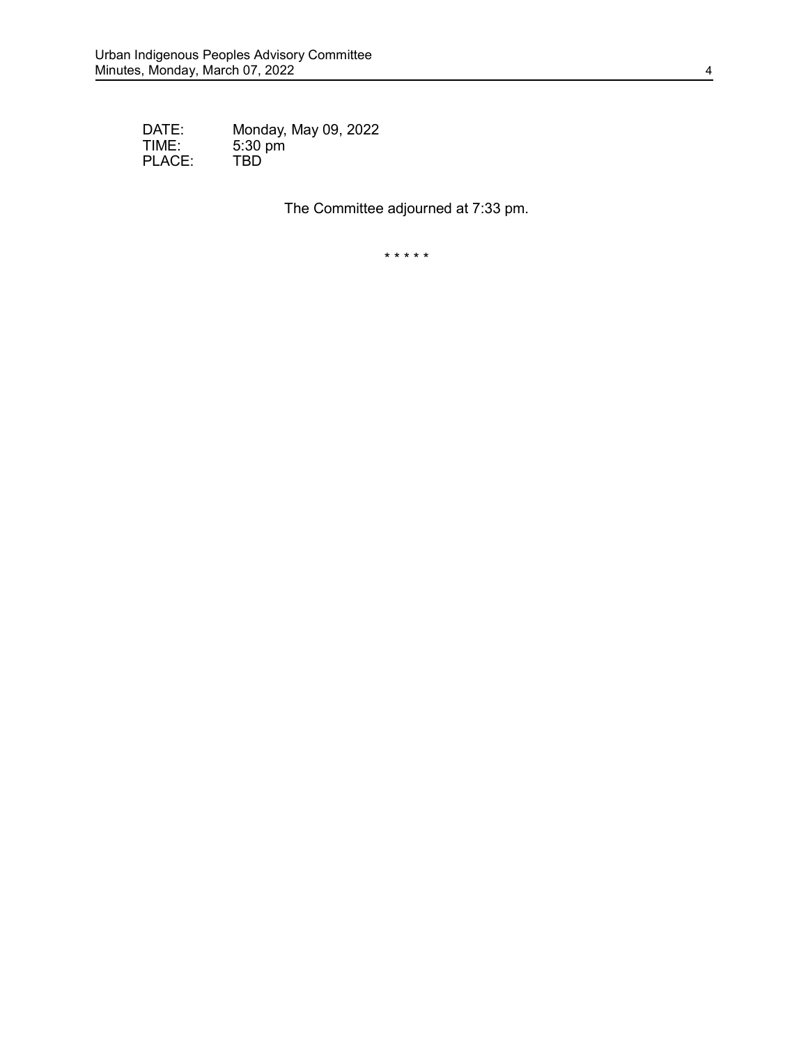DATE: Monday, May 09, 2022
TIME: 5:30 pm
PLACE: TBD

The Committee adjourned at 7:33 pm.

* * * * *